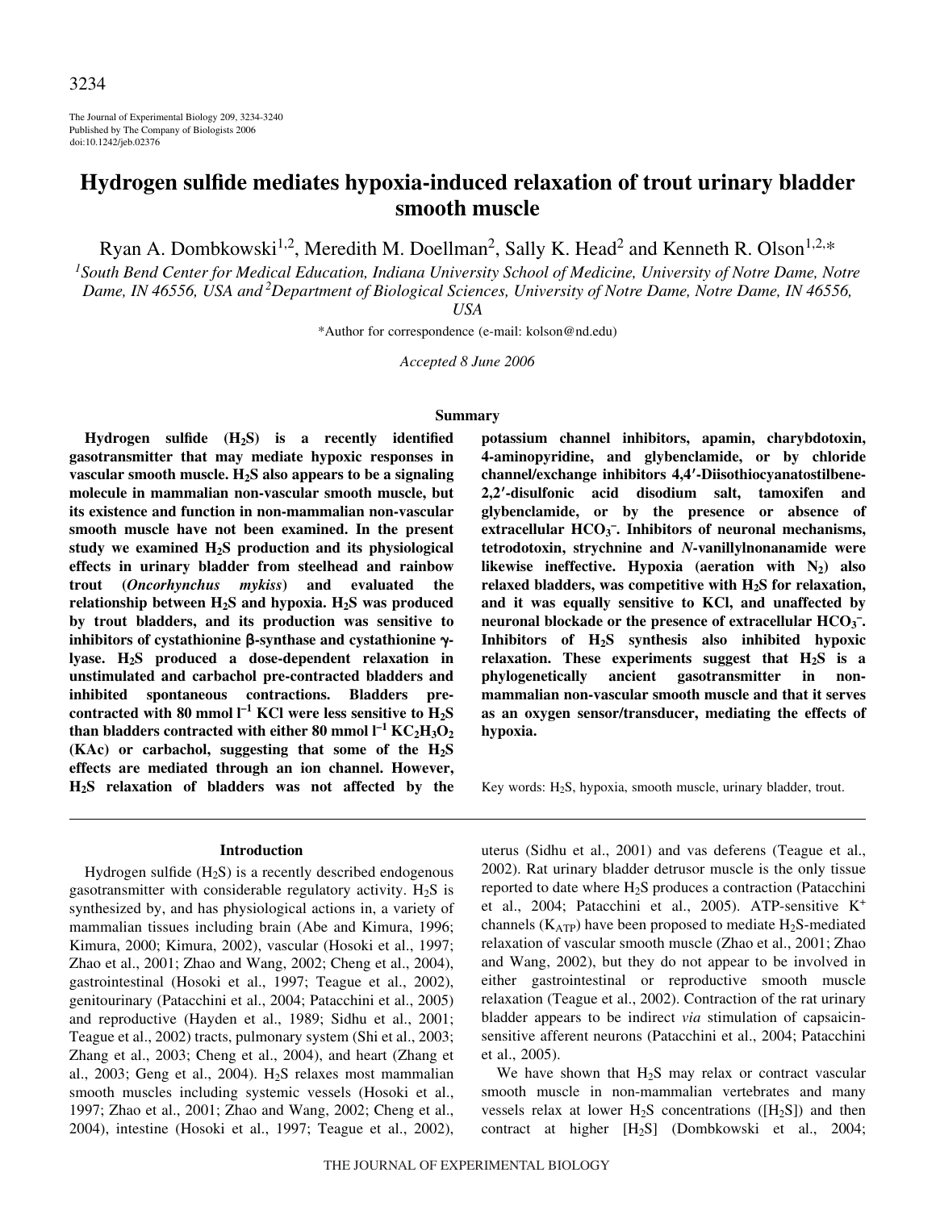The Journal of Experimental Biology 209, 3234-3240
Published by The Company of Biologists 2006
doi:10.1242/jeb.02376

# Hydrogen sulfide mediates hypoxia-induced relaxation of trout urinary bladder smooth muscle

Ryan A. Dombkowski[1,2], Meredith M. Doellman[2], Sally K. Head[2] and Kenneth R. Olson[1,2,*]

[1]South Bend Center for Medical Education, Indiana University School of Medicine, University of Notre Dame, Notre Dame, IN 46556, USA and [2]Department of Biological Sciences, University of Notre Dame, Notre Dame, IN 46556, USA

*Author for correspondence (e-mail: kolson@nd.edu)

*Accepted 8 June 2006*

## Summary

**Hydrogen sulfide ($H_2S$) is a recently identified gasotransmitter that may mediate hypoxic responses in vascular smooth muscle. $H_2S$ also appears to be a signaling molecule in mammalian non-vascular smooth muscle, but its existence and function in non-mammalian non-vascular smooth muscle have not been examined. In the present study we examined $H_2S$ production and its physiological effects in urinary bladder from steelhead and rainbow trout (*Oncorhynchus mykiss*) and evaluated the relationship between $H_2S$ and hypoxia. $H_2S$ was produced by trout bladders, and its production was sensitive to inhibitors of cystathionine β-synthase and cystathionine γ-lyase. $H_2S$ produced a dose-dependent relaxation in unstimulated and carbachol pre-contracted bladders and inhibited spontaneous contractions. Bladders pre-contracted with 80 mmol $l^{-1}$ KCl were less sensitive to $H_2S$ than bladders contracted with either 80 mmol $l^{-1}$ $KC_2H_3O_2$ (KAc) or carbachol, suggesting that some of the $H_2S$ effects are mediated through an ion channel. However, $H_2S$ relaxation of bladders was not affected by the potassium channel inhibitors, apamin, charybdotoxin, 4-aminopyridine, and glybenclamide, or by chloride channel/exchange inhibitors 4,4′-Diisothiocyanatostilbene-2,2′-disulfonic acid disodium salt, tamoxifen and glybenclamide, or by the presence or absence of extracellular $HCO_3^-$. Inhibitors of neuronal mechanisms, tetrodotoxin, strychnine and *N*-vanillylnonanamide were likewise ineffective. Hypoxia (aeration with $N_2$) also relaxed bladders, was competitive with $H_2S$ for relaxation, and it was equally sensitive to KCl, and unaffected by neuronal blockade or the presence of extracellular $HCO_3^-$. Inhibitors of $H_2S$ synthesis also inhibited hypoxic relaxation. These experiments suggest that $H_2S$ is a phylogenetically ancient gasotransmitter in non-mammalian non-vascular smooth muscle and that it serves as an oxygen sensor/transducer, mediating the effects of hypoxia.**

Key words: $H_2S$, hypoxia, smooth muscle, urinary bladder, trout.

## Introduction

Hydrogen sulfide ($H_2S$) is a recently described endogenous gasotransmitter with considerable regulatory activity. $H_2S$ is synthesized by, and has physiological actions in, a variety of mammalian tissues including brain (Abe and Kimura, 1996; Kimura, 2000; Kimura, 2002), vascular (Hosoki et al., 1997; Zhao et al., 2001; Zhao and Wang, 2002; Cheng et al., 2004), gastrointestinal (Hosoki et al., 1997; Teague et al., 2002), genitourinary (Patacchini et al., 2004; Patacchini et al., 2005) and reproductive (Hayden et al., 1989; Sidhu et al., 2001; Teague et al., 2002) tracts, pulmonary system (Shi et al., 2003; Zhang et al., 2003; Cheng et al., 2004), and heart (Zhang et al., 2003; Geng et al., 2004). $H_2S$ relaxes most mammalian smooth muscles including systemic vessels (Hosoki et al., 1997; Zhao et al., 2001; Zhao and Wang, 2002; Cheng et al., 2004), intestine (Hosoki et al., 1997; Teague et al., 2002), uterus (Sidhu et al., 2001) and vas deferens (Teague et al., 2002). Rat urinary bladder detrusor muscle is the only tissue reported to date where $H_2S$ produces a contraction (Patacchini et al., 2004; Patacchini et al., 2005). ATP-sensitive $K^+$ channels ($K_{ATP}$) have been proposed to mediate $H_2S$-mediated relaxation of vascular smooth muscle (Zhao et al., 2001; Zhao and Wang, 2002), but they do not appear to be involved in either gastrointestinal or reproductive smooth muscle relaxation (Teague et al., 2002). Contraction of the rat urinary bladder appears to be indirect *via* stimulation of capsaicin-sensitive afferent neurons (Patacchini et al., 2004; Patacchini et al., 2005).

We have shown that $H_2S$ may relax or contract vascular smooth muscle in non-mammalian vertebrates and many vessels relax at lower $H_2S$ concentrations ([$H_2S$]) and then contract at higher [$H_2S$] (Dombkowski et al., 2004;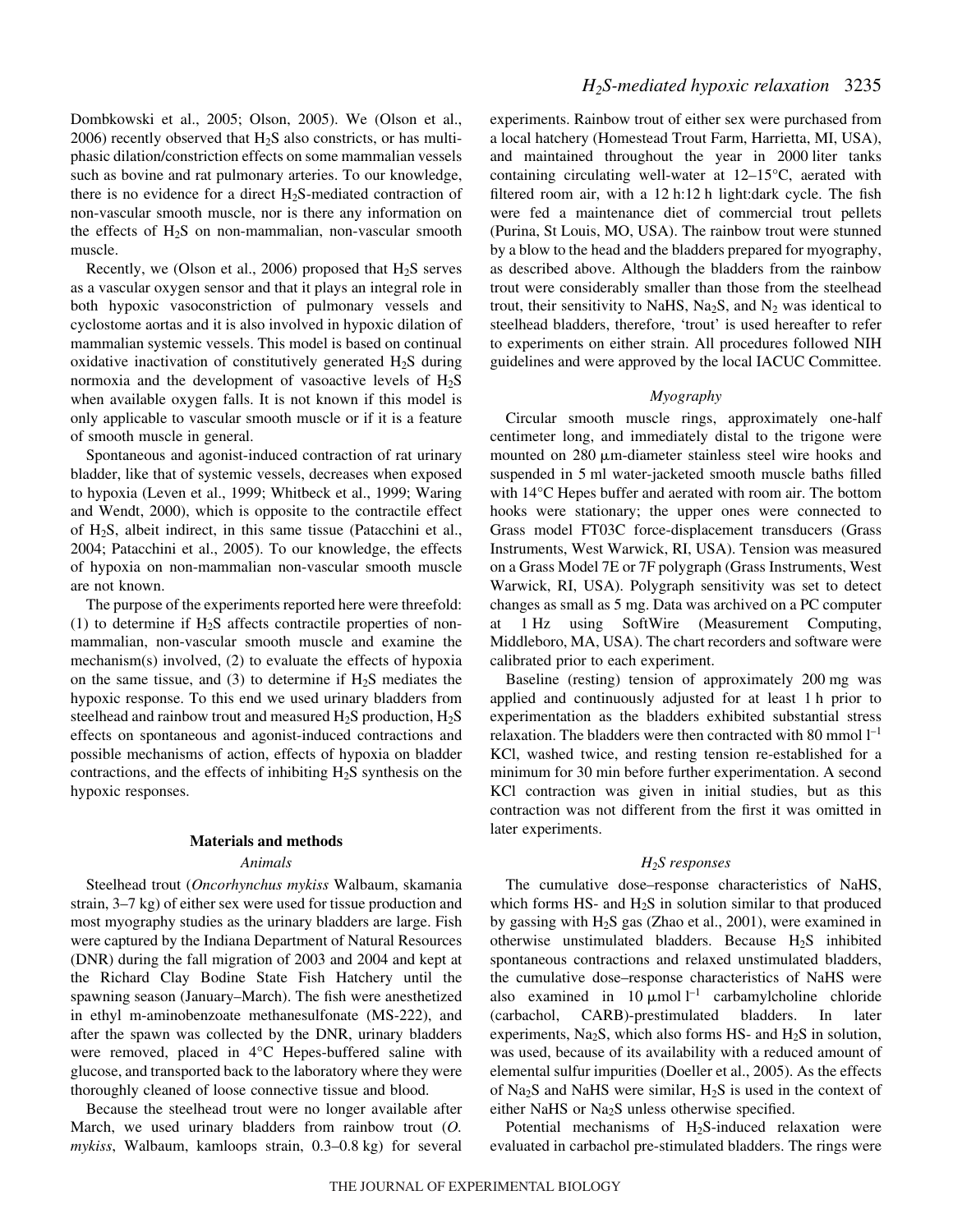Dombkowski et al., 2005; Olson, 2005). We (Olson et al., 2006) recently observed that $H_2S$ also constricts, or has multi-phasic dilation/constriction effects on some mammalian vessels such as bovine and rat pulmonary arteries. To our knowledge, there is no evidence for a direct $H_2S$-mediated contraction of non-vascular smooth muscle, nor is there any information on the effects of $H_2S$ on non-mammalian, non-vascular smooth muscle.

Recently, we (Olson et al., 2006) proposed that $H_2S$ serves as a vascular oxygen sensor and that it plays an integral role in both hypoxic vasoconstriction of pulmonary vessels and cyclostome aortas and it is also involved in hypoxic dilation of mammalian systemic vessels. This model is based on continual oxidative inactivation of constitutively generated $H_2S$ during normoxia and the development of vasoactive levels of $H_2S$ when available oxygen falls. It is not known if this model is only applicable to vascular smooth muscle or if it is a feature of smooth muscle in general.

Spontaneous and agonist-induced contraction of rat urinary bladder, like that of systemic vessels, decreases when exposed to hypoxia (Leven et al., 1999; Whitbeck et al., 1999; Waring and Wendt, 2000), which is opposite to the contractile effect of $H_2S$, albeit indirect, in this same tissue (Patacchini et al., 2004; Patacchini et al., 2005). To our knowledge, the effects of hypoxia on non-mammalian non-vascular smooth muscle are not known.

The purpose of the experiments reported here were threefold: (1) to determine if $H_2S$ affects contractile properties of non-mammalian, non-vascular smooth muscle and examine the mechanism(s) involved, (2) to evaluate the effects of hypoxia on the same tissue, and (3) to determine if $H_2S$ mediates the hypoxic response. To this end we used urinary bladders from steelhead and rainbow trout and measured $H_2S$ production, $H_2S$ effects on spontaneous and agonist-induced contractions and possible mechanisms of action, effects of hypoxia on bladder contractions, and the effects of inhibiting $H_2S$ synthesis on the hypoxic responses.

## Materials and methods

### *Animals*

Steelhead trout (*Oncorhynchus mykiss* Walbaum, skamania strain, 3–7 kg) of either sex were used for tissue production and most myography studies as the urinary bladders are large. Fish were captured by the Indiana Department of Natural Resources (DNR) during the fall migration of 2003 and 2004 and kept at the Richard Clay Bodine State Fish Hatchery until the spawning season (January–March). The fish were anesthetized in ethyl m-aminobenzoate methanesulfonate (MS-222), and after the spawn was collected by the DNR, urinary bladders were removed, placed in 4°C Hepes-buffered saline with glucose, and transported back to the laboratory where they were thoroughly cleaned of loose connective tissue and blood.

Because the steelhead trout were no longer available after March, we used urinary bladders from rainbow trout (*O. mykiss*, Walbaum, kamloops strain, 0.3–0.8 kg) for several experiments. Rainbow trout of either sex were purchased from a local hatchery (Homestead Trout Farm, Harrietta, MI, USA), and maintained throughout the year in 2000 liter tanks containing circulating well-water at 12–15°C, aerated with filtered room air, with a 12 h:12 h light:dark cycle. The fish were fed a maintenance diet of commercial trout pellets (Purina, St Louis, MO, USA). The rainbow trout were stunned by a blow to the head and the bladders prepared for myography, as described above. Although the bladders from the rainbow trout were considerably smaller than those from the steelhead trout, their sensitivity to NaHS, $Na_2S$, and $N_2$ was identical to steelhead bladders, therefore, 'trout' is used hereafter to refer to experiments on either strain. All procedures followed NIH guidelines and were approved by the local IACUC Committee.

### *Myography*

Circular smooth muscle rings, approximately one-half centimeter long, and immediately distal to the trigone were mounted on 280 μm-diameter stainless steel wire hooks and suspended in 5 ml water-jacketed smooth muscle baths filled with 14°C Hepes buffer and aerated with room air. The bottom hooks were stationary; the upper ones were connected to Grass model FT03C force-displacement transducers (Grass Instruments, West Warwick, RI, USA). Tension was measured on a Grass Model 7E or 7F polygraph (Grass Instruments, West Warwick, RI, USA). Polygraph sensitivity was set to detect changes as small as 5 mg. Data was archived on a PC computer at 1 Hz using SoftWire (Measurement Computing, Middleboro, MA, USA). The chart recorders and software were calibrated prior to each experiment.

Baseline (resting) tension of approximately 200 mg was applied and continuously adjusted for at least 1 h prior to experimentation as the bladders exhibited substantial stress relaxation. The bladders were then contracted with 80 mmol $l^{-1}$ KCl, washed twice, and resting tension re-established for a minimum for 30 min before further experimentation. A second KCl contraction was given in initial studies, but as this contraction was not different from the first it was omitted in later experiments.

### *$H_2S$ responses*

The cumulative dose–response characteristics of NaHS, which forms HS- and $H_2S$ in solution similar to that produced by gassing with $H_2S$ gas (Zhao et al., 2001), were examined in otherwise unstimulated bladders. Because $H_2S$ inhibited spontaneous contractions and relaxed unstimulated bladders, the cumulative dose–response characteristics of NaHS were also examined in 10 μmol $l^{-1}$ carbamylcholine chloride (carbachol, CARB)-prestimulated bladders. In later experiments, $Na_2S$, which also forms HS- and $H_2S$ in solution, was used, because of its availability with a reduced amount of elemental sulfur impurities (Doeller et al., 2005). As the effects of $Na_2S$ and NaHS were similar, $H_2S$ is used in the context of either NaHS or $Na_2S$ unless otherwise specified.

Potential mechanisms of $H_2S$-induced relaxation were evaluated in carbachol pre-stimulated bladders. The rings were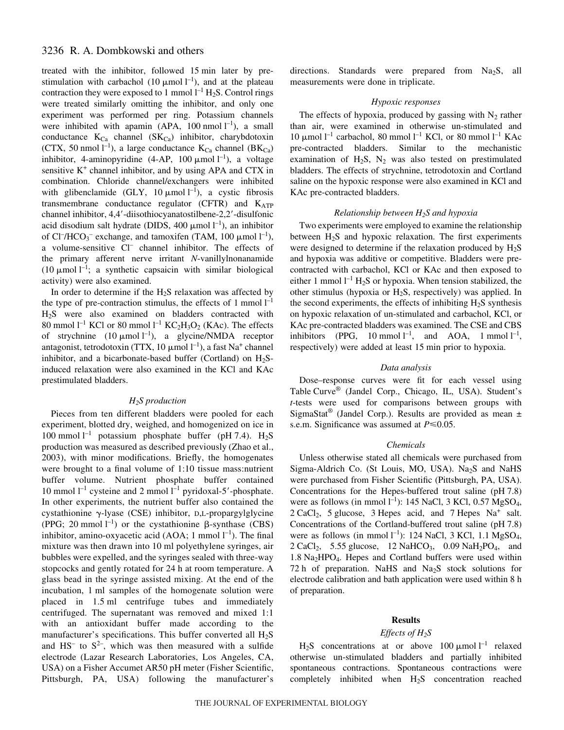treated with the inhibitor, followed 15 min later by pre-stimulation with carbachol (10 μmol $l^{-1}$), and at the plateau contraction they were exposed to 1 mmol $l^{-1}$ $H_2S$. Control rings were treated similarly omitting the inhibitor, and only one experiment was performed per ring. Potassium channels were inhibited with apamin (APA, 100 nmol $l^{-1}$), a small conductance $K_{Ca}$ channel ($SK_{Ca}$) inhibitor, charybdotoxin (CTX, 50 nmol $l^{-1}$), a large conductance $K_{Ca}$ channel ($BK_{Ca}$) inhibitor, 4-aminopyridine (4-AP, 100 μmol $l^{-1}$), a voltage sensitive $K^+$ channel inhibitor, and by using APA and CTX in combination. Chloride channel/exchangers were inhibited with glibenclamide (GLY, 10 μmol $l^{-1}$), a cystic fibrosis transmembrane conductance regulator (CFTR) and $K_{ATP}$ channel inhibitor, 4,4′-diisothiocyanatostilbene-2,2′-disulfonic acid disodium salt hydrate (DIDS, 400 μmol $l^{-1}$), an inhibitor of $Cl^-/HCO_3^-$ exchange, and tamoxifen (TAM, 100 μmol $l^{-1}$), a volume-sensitive $Cl^-$ channel inhibitor. The effects of the primary afferent nerve irritant *N*-vanillylnonanamide (10 μmol $l^{-1}$; a synthetic capsaicin with similar biological activity) were also examined.

In order to determine if the $H_2S$ relaxation was affected by the type of pre-contraction stimulus, the effects of 1 mmol $l^{-1}$ $H_2S$ were also examined on bladders contracted with 80 mmol $l^{-1}$ KCl or 80 mmol $l^{-1}$ $KC_2H_3O_2$ (KAc). The effects of strychnine (10 μmol $l^{-1}$), a glycine/NMDA receptor antagonist, tetrodotoxin (TTX, 10 μmol $l^{-1}$), a fast $Na^+$ channel inhibitor, and a bicarbonate-based buffer (Cortland) on $H_2S$-induced relaxation were also examined in the KCl and KAc prestimulated bladders.

### *$H_2S$ production*

Pieces from ten different bladders were pooled for each experiment, blotted dry, weighed, and homogenized on ice in 100 mmol $l^{-1}$ potassium phosphate buffer (pH 7.4). $H_2S$ production was measured as described previously (Zhao et al., 2003), with minor modifications. Briefly, the homogenates were brought to a final volume of 1:10 tissue mass:nutrient buffer volume. Nutrient phosphate buffer contained 10 mmol $l^{-1}$ cysteine and 2 mmol $l^{-1}$ pyridoxal-5′-phosphate. In other experiments, the nutrient buffer also contained the cystathionine γ-lyase (CSE) inhibitor, D,L-propargylglycine (PPG; 20 mmol $l^{-1}$) or the cystathionine β-synthase (CBS) inhibitor, amino-oxyacetic acid (AOA; 1 mmol $l^{-1}$). The final mixture was then drawn into 10 ml polyethylene syringes, air bubbles were expelled, and the syringes sealed with three-way stopcocks and gently rotated for 24 h at room temperature. A glass bead in the syringe assisted mixing. At the end of the incubation, 1 ml samples of the homogenate solution were placed in 1.5 ml centrifuge tubes and immediately centrifuged. The supernatant was removed and mixed 1:1 with an antioxidant buffer made according to the manufacturer's specifications. This buffer converted all $H_2S$ and $HS^-$ to $S^{2-}$, which was then measured with a sulfide electrode (Lazar Research Laboratories, Los Angeles, CA, USA) on a Fisher Accumet AR50 pH meter (Fisher Scientific, Pittsburgh, PA, USA) following the manufacturer's directions. Standards were prepared from $Na_2S$, all measurements were done in triplicate.

### *Hypoxic responses*

The effects of hypoxia, produced by gassing with $N_2$ rather than air, were examined in otherwise un-stimulated and 10 μmol $l^{-1}$ carbachol, 80 mmol $l^{-1}$ KCl, or 80 mmol $l^{-1}$ KAc pre-contracted bladders. Similar to the mechanistic examination of $H_2S$, $N_2$ was also tested on prestimulated bladders. The effects of strychnine, tetrodotoxin and Cortland saline on the hypoxic response were also examined in KCl and KAc pre-contracted bladders.

### *Relationship between $H_2S$ and hypoxia*

Two experiments were employed to examine the relationship between $H_2S$ and hypoxic relaxation. The first experiments were designed to determine if the relaxation produced by $H_2S$ and hypoxia was additive or competitive. Bladders were pre-contracted with carbachol, KCl or KAc and then exposed to either 1 mmol $l^{-1}$ $H_2S$ or hypoxia. When tension stabilized, the other stimulus (hypoxia or $H_2S$, respectively) was applied. In the second experiments, the effects of inhibiting $H_2S$ synthesis on hypoxic relaxation of un-stimulated and carbachol, KCl, or KAc pre-contracted bladders was examined. The CSE and CBS inhibitors (PPG, 10 mmol $l^{-1}$, and AOA, 1 mmol $l^{-1}$, respectively) were added at least 15 min prior to hypoxia.

### *Data analysis*

Dose–response curves were fit for each vessel using Table Curve® (Jandel Corp., Chicago, IL, USA). Student's *t*-tests were used for comparisons between groups with SigmaStat® (Jandel Corp.). Results are provided as mean ± s.e.m. Significance was assumed at $P \leq 0.05$.

### *Chemicals*

Unless otherwise stated all chemicals were purchased from Sigma-Aldrich Co. (St Louis, MO, USA). $Na_2S$ and NaHS were purchased from Fisher Scientific (Pittsburgh, PA, USA). Concentrations for the Hepes-buffered trout saline (pH 7.8) were as follows (in mmol $l^{-1}$): 145 NaCl, 3 KCl, 0.57 $MgSO_4$, 2 $CaCl_2$, 5 glucose, 3 Hepes acid, and 7 Hepes $Na^+$ salt. Concentrations of the Cortland-buffered trout saline (pH 7.8) were as follows (in mmol $l^{-1}$): 124 NaCl, 3 KCl, 1.1 $MgSO_4$, 2 $CaCl_2$, 5.55 glucose, 12 $NaHCO_3$, 0.09 $NaH_2PO_4$, and 1.8 $Na_2HPO_4$. Hepes and Cortland buffers were used within 72 h of preparation. NaHS and $Na_2S$ stock solutions for electrode calibration and bath application were used within 8 h of preparation.

## Results

### *Effects of $H_2S$*

$H_2S$ concentrations at or above 100 μmol $l^{-1}$ relaxed otherwise un-stimulated bladders and partially inhibited spontaneous contractions. Spontaneous contractions were completely inhibited when $H_2S$ concentration reached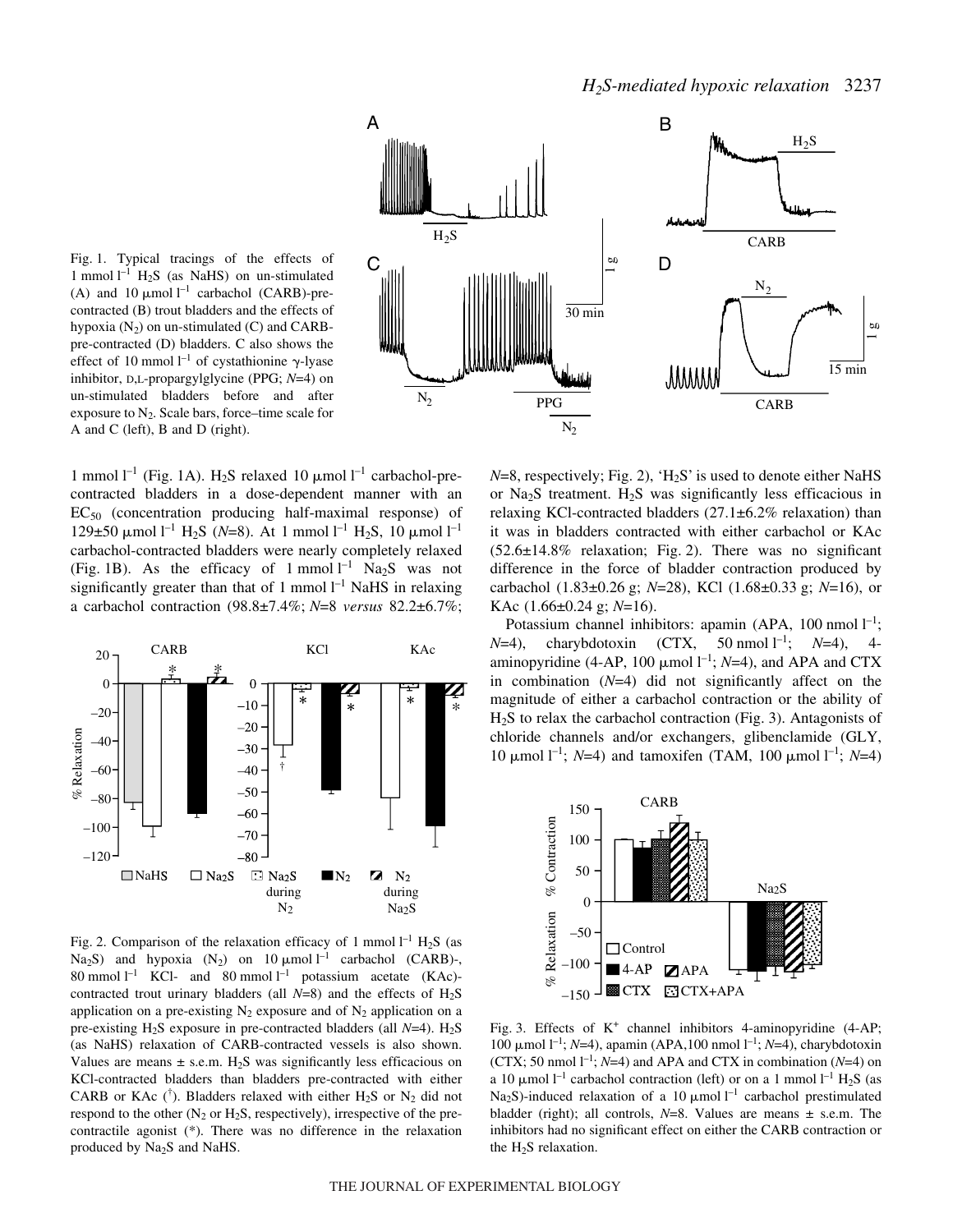Fig. 1. Typical tracings of the effects of 1 mmol $l^{-1}$ $H_2S$ (as NaHS) on un-stimulated (A) and 10 μmol $l^{-1}$ carbachol (CARB)-precontracted (B) trout bladders and the effects of hypoxia ($N_2$) on un-stimulated (C) and CARB-pre-contracted (D) bladders. C also shows the effect of 10 mmol $l^{-1}$ of cystathionine γ-lyase inhibitor, D,L-propargylglycine (PPG; $N$=4) on un-stimulated bladders before and after exposure to $N_2$. Scale bars, force–time scale for A and C (left), B and D (right).

1 mmol $l^{-1}$ (Fig. 1A). $H_2S$ relaxed 10 μmol $l^{-1}$ carbachol-pre-contracted bladders in a dose-dependent manner with an $EC_{50}$ (concentration producing half-maximal response) of 129±50 μmol $l^{-1}$ $H_2S$ ($N$=8). At 1 mmol $l^{-1}$ $H_2S$, 10 μmol $l^{-1}$ carbachol-contracted bladders were nearly completely relaxed (Fig. 1B). As the efficacy of 1 mmol $l^{-1}$ $Na_2S$ was not significantly greater than that of 1 mmol $l^{-1}$ NaHS in relaxing a carbachol contraction (98.8±7.4%; $N$=8 *versus* 82.2±6.7%; $N$=8, respectively; Fig. 2), '$H_2S$' is used to denote either NaHS or $Na_2S$ treatment. $H_2S$ was significantly less efficacious in relaxing KCl-contracted bladders (27.1±6.2% relaxation) than it was in bladders contracted with either carbachol or KAc (52.6±14.8% relaxation; Fig. 2). There was no significant difference in the force of bladder contraction produced by carbachol (1.83±0.26 g; $N$=28), KCl (1.68±0.33 g; $N$=16), or KAc (1.66±0.24 g; $N$=16).

Fig. 2. Comparison of the relaxation efficacy of 1 mmol $l^{-1}$ $H_2S$ (as $Na_2S$) and hypoxia ($N_2$) on 10 μmol $l^{-1}$ carbachol (CARB)-, 80 mmol $l^{-1}$ KCl- and 80 mmol $l^{-1}$ potassium acetate (KAc)-contracted trout urinary bladders (all $N$=8) and the effects of $H_2S$ application on a pre-existing $N_2$ exposure and of $N_2$ application on a pre-existing $H_2S$ exposure in pre-contracted bladders (all $N$=4). $H_2S$ (as NaHS) relaxation of CARB-contracted vessels is also shown. Values are means ± s.e.m. $H_2S$ was significantly less efficacious on KCl-contracted bladders than bladders pre-contracted with either CARB or KAc (†). Bladders relaxed with either $H_2S$ or $N_2$ did not respond to the other ($N_2$ or $H_2S$, respectively), irrespective of the pre-contractile agonist (*). There was no difference in the relaxation produced by $Na_2S$ and NaHS.

Potassium channel inhibitors: apamin (APA, 100 nmol $l^{-1}$; $N$=4), charybdotoxin (CTX, 50 nmol $l^{-1}$; $N$=4), 4-aminopyridine (4-AP, 100 μmol $l^{-1}$; $N$=4), and APA and CTX in combination ($N$=4) did not significantly affect on the magnitude of either a carbachol contraction or the ability of $H_2S$ to relax the carbachol contraction (Fig. 3). Antagonists of chloride channels and/or exchangers, glibenclamide (GLY, 10 μmol $l^{-1}$; $N$=4) and tamoxifen (TAM, 100 μmol $l^{-1}$; $N$=4)

Fig. 3. Effects of $K^+$ channel inhibitors 4-aminopyridine (4-AP; 100 μmol $l^{-1}$; $N$=4), apamin (APA,100 nmol $l^{-1}$; $N$=4), charybdotoxin (CTX; 50 nmol $l^{-1}$; $N$=4) and APA and CTX in combination ($N$=4) on a 10 μmol $l^{-1}$ carbachol contraction (left) or on a 1 mmol $l^{-1}$ $H_2S$ (as $Na_2S$)-induced relaxation of a 10 μmol $l^{-1}$ carbachol prestimulated bladder (right); all controls, $N$=8. Values are means ± s.e.m. The inhibitors had no significant effect on either the CARB contraction or the $H_2S$ relaxation.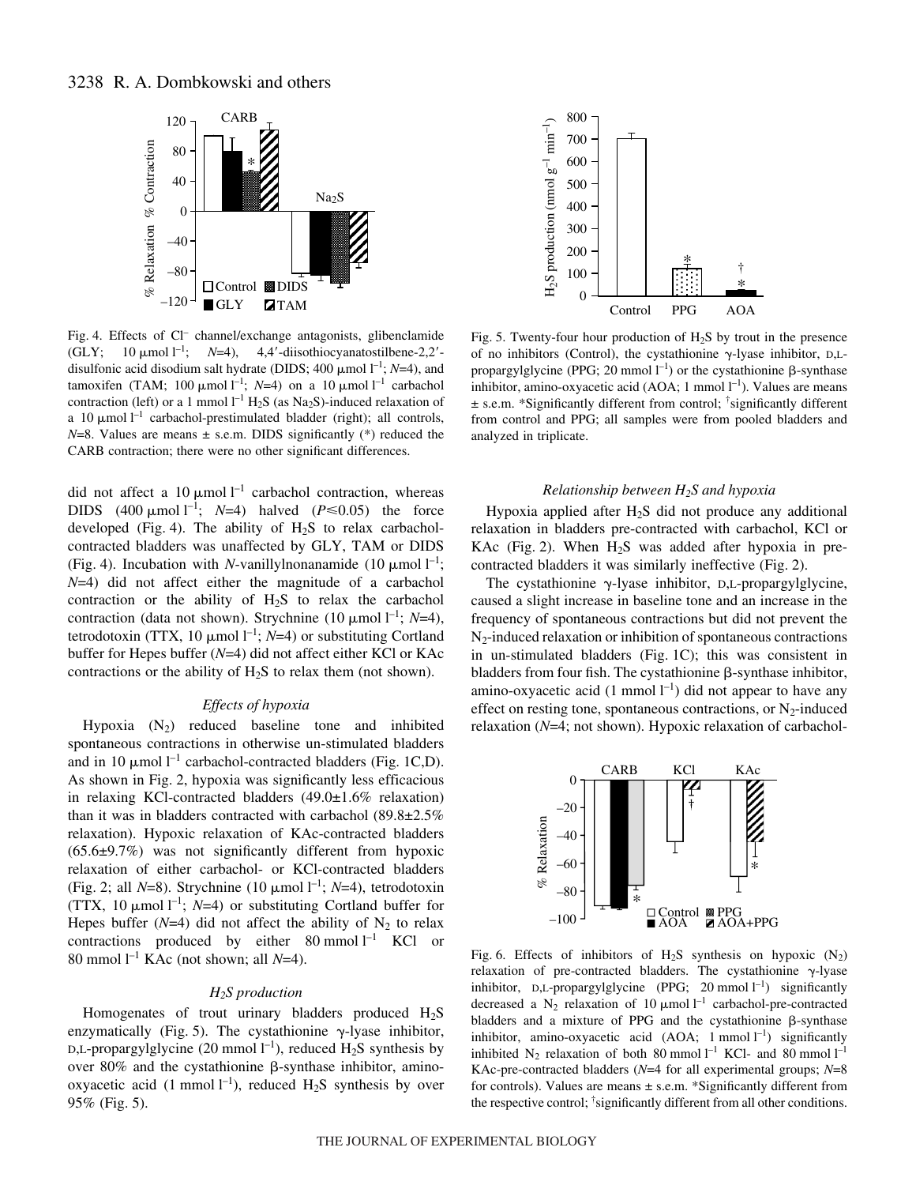Fig. 4. Effects of $Cl^-$ channel/exchange antagonists, glibenclamide (GLY; 10 μmol $l^{-1}$; $N$=4), 4,4′-diisothiocyanatostilbene-2,2′-disulfonic acid disodium salt hydrate (DIDS; 400 μmol $l^{-1}$; $N$=4), and tamoxifen (TAM; 100 μmol $l^{-1}$; $N$=4) on a 10 μmol $l^{-1}$ carbachol contraction (left) or a 1 mmol $l^{-1}$ $H_2S$ (as $Na_2S$)-induced relaxation of a 10 μmol $l^{-1}$ carbachol-prestimulated bladder (right); all controls, $N$=8. Values are means ± s.e.m. DIDS significantly (*) reduced the CARB contraction; there were no other significant differences.

Fig. 5. Twenty-four hour production of $H_2S$ by trout in the presence of no inhibitors (Control), the cystathionine γ-lyase inhibitor, D,L-propargylglycine (PPG; 20 mmol $l^{-1}$) or the cystathionine β-synthase inhibitor, amino-oxyacetic acid (AOA; 1 mmol $l^{-1}$). Values are means ± s.e.m. *Significantly different from control; †significantly different from control and PPG; all samples were from pooled bladders and analyzed in triplicate.

did not affect a 10 μmol $l^{-1}$ carbachol contraction, whereas DIDS (400 μmol $l^{-1}$; $N$=4) halved ($P \leq 0.05$) the force developed (Fig. 4). The ability of $H_2S$ to relax carbachol-contracted bladders was unaffected by GLY, TAM or DIDS (Fig. 4). Incubation with $N$-vanillylnonanamide (10 μmol $l^{-1}$; $N$=4) did not affect either the magnitude of a carbachol contraction or the ability of $H_2S$ to relax the carbachol contraction (data not shown). Strychnine (10 μmol $l^{-1}$; $N$=4), tetrodotoxin (TTX, 10 μmol $l^{-1}$; $N$=4) or substituting Cortland buffer for Hepes buffer ($N$=4) did not affect either KCl or KAc contractions or the ability of $H_2S$ to relax them (not shown).

### *Effects of hypoxia*

Hypoxia ($N_2$) reduced baseline tone and inhibited spontaneous contractions in otherwise un-stimulated bladders and in 10 μmol $l^{-1}$ carbachol-contracted bladders (Fig. 1C,D). As shown in Fig. 2, hypoxia was significantly less efficacious in relaxing KCl-contracted bladders (49.0±1.6% relaxation) than it was in bladders contracted with carbachol (89.8±2.5% relaxation). Hypoxic relaxation of KAc-contracted bladders (65.6±9.7%) was not significantly different from hypoxic relaxation of either carbachol- or KCl-contracted bladders (Fig. 2; all $N$=8). Strychnine (10 μmol $l^{-1}$; $N$=4), tetrodotoxin (TTX, 10 μmol $l^{-1}$; $N$=4) or substituting Cortland buffer for Hepes buffer ($N$=4) did not affect the ability of $N_2$ to relax contractions produced by either 80 mmol $l^{-1}$ KCl or 80 mmol $l^{-1}$ KAc (not shown; all $N$=4).

### *$H_2S$ production*

Homogenates of trout urinary bladders produced $H_2S$ enzymatically (Fig. 5). The cystathionine γ-lyase inhibitor, D,L-propargylglycine (20 mmol $l^{-1}$), reduced $H_2S$ synthesis by over 80% and the cystathionine β-synthase inhibitor, amino-oxyacetic acid (1 mmol $l^{-1}$), reduced $H_2S$ synthesis by over 95% (Fig. 5).

### *Relationship between $H_2S$ and hypoxia*

Hypoxia applied after $H_2S$ did not produce any additional relaxation in bladders pre-contracted with carbachol, KCl or KAc (Fig. 2). When $H_2S$ was added after hypoxia in pre-contracted bladders it was similarly ineffective (Fig. 2).

The cystathionine γ-lyase inhibitor, D,L-propargylglycine, caused a slight increase in baseline tone and an increase in the frequency of spontaneous contractions but did not prevent the $N_2$-induced relaxation or inhibition of spontaneous contractions in un-stimulated bladders (Fig. 1C); this was consistent in bladders from four fish. The cystathionine β-synthase inhibitor, amino-oxyacetic acid (1 mmol $l^{-1}$) did not appear to have any effect on resting tone, spontaneous contractions, or $N_2$-induced relaxation ($N$=4; not shown). Hypoxic relaxation of carbachol-

Fig. 6. Effects of inhibitors of $H_2S$ synthesis on hypoxic ($N_2$) relaxation of pre-contracted bladders. The cystathionine γ-lyase inhibitor, D,L-propargylglycine (PPG; 20 mmol $l^{-1}$) significantly decreased a $N_2$ relaxation of 10 μmol $l^{-1}$ carbachol-pre-contracted bladders and a mixture of PPG and the cystathionine β-synthase inhibitor, amino-oxyacetic acid (AOA; 1 mmol $l^{-1}$) significantly inhibited $N_2$ relaxation of both 80 mmol $l^{-1}$ KCl- and 80 mmol $l^{-1}$ KAc-pre-contracted bladders ($N$=4 for all experimental groups; $N$=8 for controls). Values are means ± s.e.m. *Significantly different from the respective control; †significantly different from all other conditions.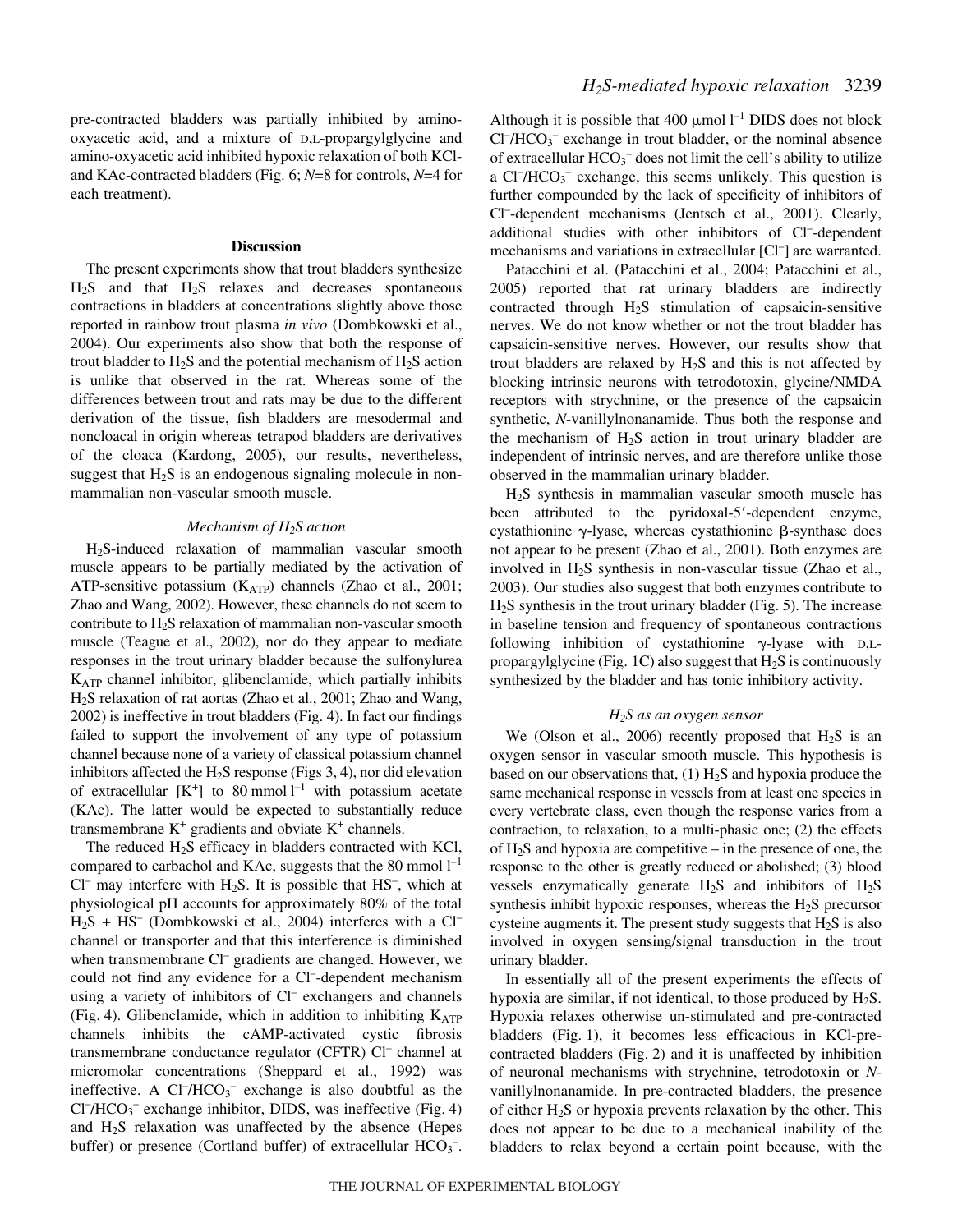pre-contracted bladders was partially inhibited by amino-oxyacetic acid, and a mixture of D,L-propargylglycine and amino-oxyacetic acid inhibited hypoxic relaxation of both KCl- and KAc-contracted bladders (Fig. 6; $N$=8 for controls, $N$=4 for each treatment).

## Discussion

The present experiments show that trout bladders synthesize $H_2S$ and that $H_2S$ relaxes and decreases spontaneous contractions in bladders at concentrations slightly above those reported in rainbow trout plasma *in vivo* (Dombkowski et al., 2004). Our experiments also show that both the response of trout bladder to $H_2S$ and the potential mechanism of $H_2S$ action is unlike that observed in the rat. Whereas some of the differences between trout and rats may be due to the different derivation of the tissue, fish bladders are mesodermal and noncloacal in origin whereas tetrapod bladders are derivatives of the cloaca (Kardong, 2005), our results, nevertheless, suggest that $H_2S$ is an endogenous signaling molecule in non-mammalian non-vascular smooth muscle.

### *Mechanism of $H_2S$ action*

$H_2S$-induced relaxation of mammalian vascular smooth muscle appears to be partially mediated by the activation of ATP-sensitive potassium ($K_{ATP}$) channels (Zhao et al., 2001; Zhao and Wang, 2002). However, these channels do not seem to contribute to $H_2S$ relaxation of mammalian non-vascular smooth muscle (Teague et al., 2002), nor do they appear to mediate responses in the trout urinary bladder because the sulfonylurea $K_{ATP}$ channel inhibitor, glibenclamide, which partially inhibits $H_2S$ relaxation of rat aortas (Zhao et al., 2001; Zhao and Wang, 2002) is ineffective in trout bladders (Fig. 4). In fact our findings failed to support the involvement of any type of potassium channel because none of a variety of classical potassium channel inhibitors affected the $H_2S$ response (Figs 3, 4), nor did elevation of extracellular $[K^+]$ to 80 mmol $l^{-1}$ with potassium acetate (KAc). The latter would be expected to substantially reduce transmembrane $K^+$ gradients and obviate $K^+$ channels.

The reduced $H_2S$ efficacy in bladders contracted with KCl, compared to carbachol and KAc, suggests that the 80 mmol $l^{-1}$ $Cl^-$ may interfere with $H_2S$. It is possible that $HS^-$, which at physiological pH accounts for approximately 80% of the total $H_2S + HS^-$ (Dombkowski et al., 2004) interferes with a $Cl^-$ channel or transporter and that this interference is diminished when transmembrane $Cl^-$ gradients are changed. However, we could not find any evidence for a $Cl^-$-dependent mechanism using a variety of inhibitors of $Cl^-$ exchangers and channels (Fig. 4). Glibenclamide, which in addition to inhibiting $K_{ATP}$ channels inhibits the cAMP-activated cystic fibrosis transmembrane conductance regulator (CFTR) $Cl^-$ channel at micromolar concentrations (Sheppard et al., 1992) was ineffective. A $Cl^-/HCO_3^-$ exchange is also doubtful as the $Cl^-/HCO_3^-$ exchange inhibitor, DIDS, was ineffective (Fig. 4) and $H_2S$ relaxation was unaffected by the absence (Hepes buffer) or presence (Cortland buffer) of extracellular $HCO_3^-$. Although it is possible that 400 $\mu$mol $l^{-1}$ DIDS does not block $Cl^-/HCO_3^-$ exchange in trout bladder, or the nominal absence of extracellular $HCO_3^-$ does not limit the cell's ability to utilize a $Cl^-/HCO_3^-$ exchange, this seems unlikely. This question is further compounded by the lack of specificity of inhibitors of $Cl^-$-dependent mechanisms (Jentsch et al., 2001). Clearly, additional studies with other inhibitors of $Cl^-$-dependent mechanisms and variations in extracellular $[Cl^-]$ are warranted.

Patacchini et al. (Patacchini et al., 2004; Patacchini et al., 2005) reported that rat urinary bladders are indirectly contracted through $H_2S$ stimulation of capsaicin-sensitive nerves. We do not know whether or not the trout bladder has capsaicin-sensitive nerves. However, our results show that trout bladders are relaxed by $H_2S$ and this is not affected by blocking intrinsic neurons with tetrodotoxin, glycine/NMDA receptors with strychnine, or the presence of the capsaicin synthetic, *N*-vanillylnonanamide. Thus both the response and the mechanism of $H_2S$ action in trout urinary bladder are independent of intrinsic nerves, and are therefore unlike those observed in the mammalian urinary bladder.

$H_2S$ synthesis in mammalian vascular smooth muscle has been attributed to the pyridoxal-5′-dependent enzyme, cystathionine $\gamma$-lyase, whereas cystathionine $\beta$-synthase does not appear to be present (Zhao et al., 2001). Both enzymes are involved in $H_2S$ synthesis in non-vascular tissue (Zhao et al., 2003). Our studies also suggest that both enzymes contribute to $H_2S$ synthesis in the trout urinary bladder (Fig. 5). The increase in baseline tension and frequency of spontaneous contractions following inhibition of cystathionine $\gamma$-lyase with D,L-propargylglycine (Fig. 1C) also suggest that $H_2S$ is continuously synthesized by the bladder and has tonic inhibitory activity.

### *$H_2S$ as an oxygen sensor*

We (Olson et al., 2006) recently proposed that $H_2S$ is an oxygen sensor in vascular smooth muscle. This hypothesis is based on our observations that, (1) $H_2S$ and hypoxia produce the same mechanical response in vessels from at least one species in every vertebrate class, even though the response varies from a contraction, to relaxation, to a multi-phasic one; (2) the effects of $H_2S$ and hypoxia are competitive – in the presence of one, the response to the other is greatly reduced or abolished; (3) blood vessels enzymatically generate $H_2S$ and inhibitors of $H_2S$ synthesis inhibit hypoxic responses, whereas the $H_2S$ precursor cysteine augments it. The present study suggests that $H_2S$ is also involved in oxygen sensing/signal transduction in the trout urinary bladder.

In essentially all of the present experiments the effects of hypoxia are similar, if not identical, to those produced by $H_2S$. Hypoxia relaxes otherwise un-stimulated and pre-contracted bladders (Fig. 1), it becomes less efficacious in KCl-pre-contracted bladders (Fig. 2) and it is unaffected by inhibition of neuronal mechanisms with strychnine, tetrodotoxin or *N*-vanillylnonanamide. In pre-contracted bladders, the presence of either $H_2S$ or hypoxia prevents relaxation by the other. This does not appear to be due to a mechanical inability of the bladders to relax beyond a certain point because, with the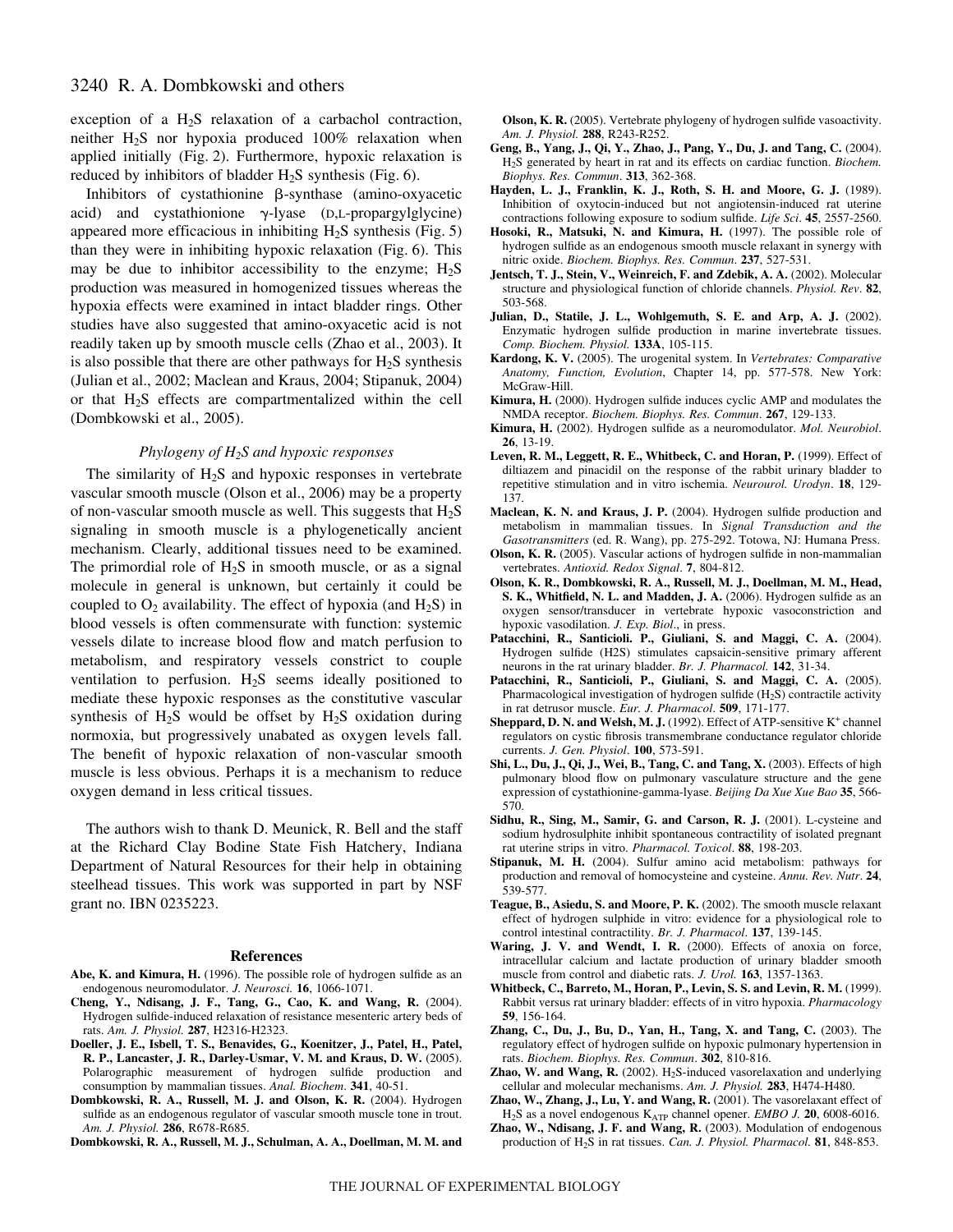exception of a $H_2S$ relaxation of a carbachol contraction, neither $H_2S$ nor hypoxia produced 100% relaxation when applied initially (Fig. 2). Furthermore, hypoxic relaxation is reduced by inhibitors of bladder $H_2S$ synthesis (Fig. 6).

Inhibitors of cystathionine β-synthase (amino-oxyacetic acid) and cystathionine γ-lyase (D,L-propargylglycine) appeared more efficacious in inhibiting $H_2S$ synthesis (Fig. 5) than they were in inhibiting hypoxic relaxation (Fig. 6). This may be due to inhibitor accessibility to the enzyme; $H_2S$ production was measured in homogenized tissues whereas the hypoxia effects were examined in intact bladder rings. Other studies have also suggested that amino-oxyacetic acid is not readily taken up by smooth muscle cells (Zhao et al., 2003). It is also possible that there are other pathways for $H_2S$ synthesis (Julian et al., 2002; Maclean and Kraus, 2004; Stipanuk, 2004) or that $H_2S$ effects are compartmentalized within the cell (Dombkowski et al., 2005).

### *Phylogeny of $H_2S$ and hypoxic responses*

The similarity of $H_2S$ and hypoxic responses in vertebrate vascular smooth muscle (Olson et al., 2006) may be a property of non-vascular smooth muscle as well. This suggests that $H_2S$ signaling in smooth muscle is a phylogenetically ancient mechanism. Clearly, additional tissues need to be examined. The primordial role of $H_2S$ in smooth muscle, or as a signal molecule in general is unknown, but certainly it could be coupled to $O_2$ availability. The effect of hypoxia (and $H_2S$) in blood vessels is often commensurate with function: systemic vessels dilate to increase blood flow and match perfusion to metabolism, and respiratory vessels constrict to couple ventilation to perfusion. $H_2S$ seems ideally positioned to mediate these hypoxic responses as the constitutive vascular synthesis of $H_2S$ would be offset by $H_2S$ oxidation during normoxia, but progressively unabated as oxygen levels fall. The benefit of hypoxic relaxation of non-vascular smooth muscle is less obvious. Perhaps it is a mechanism to reduce oxygen demand in less critical tissues.

The authors wish to thank D. Meunick, R. Bell and the staff at the Richard Clay Bodine State Fish Hatchery, Indiana Department of Natural Resources for their help in obtaining steelhead tissues. This work was supported in part by NSF grant no. IBN 0235223.

## References

**Abe, K. and Kimura, H.** (1996). The possible role of hydrogen sulfide as an endogenous neuromodulator. *J. Neurosci.* **16**, 1066-1071.

**Cheng, Y., Ndisang, J. F., Tang, G., Cao, K. and Wang, R.** (2004). Hydrogen sulfide-induced relaxation of resistance mesenteric artery beds of rats. *Am. J. Physiol.* **287**, H2316-H2323.

**Doeller, J. E., Isbell, T. S., Benavides, G., Koenitzer, J., Patel, H., Patel, R. P., Lancaster, J. R., Darley-Usmar, V. M. and Kraus, D. W.** (2005). Polarographic measurement of hydrogen sulfide production and consumption by mammalian tissues. *Anal. Biochem*. **341**, 40-51.

**Dombkowski, R. A., Russell, M. J. and Olson, K. R.** (2004). Hydrogen sulfide as an endogenous regulator of vascular smooth muscle tone in trout. *Am. J. Physiol.* **286**, R678-R685.

**Dombkowski, R. A., Russell, M. J., Schulman, A. A., Doellman, M. M. and Olson, K. R.** (2005). Vertebrate phylogeny of hydrogen sulfide vasoactivity. *Am. J. Physiol.* **288**, R243-R252.

**Geng, B., Yang, J., Qi, Y., Zhao, J., Pang, Y., Du, J. and Tang, C.** (2004). $H_2S$ generated by heart in rat and its effects on cardiac function. *Biochem. Biophys. Res. Commun*. **313**, 362-368.

**Hayden, L. J., Franklin, K. J., Roth, S. H. and Moore, G. J.** (1989). Inhibition of oxytocin-induced but not angiotensin-induced rat uterine contractions following exposure to sodium sulfide. *Life Sci*. **45**, 2557-2560.

**Hosoki, R., Matsuki, N. and Kimura, H.** (1997). The possible role of hydrogen sulfide as an endogenous smooth muscle relaxant in synergy with nitric oxide. *Biochem. Biophys. Res. Commun*. **237**, 527-531.

**Jentsch, T. J., Stein, V., Weinreich, F. and Zdebik, A. A.** (2002). Molecular structure and physiological function of chloride channels. *Physiol. Rev*. **82**, 503-568.

**Julian, D., Statile, J. L., Wohlgemuth, S. E. and Arp, A. J.** (2002). Enzymatic hydrogen sulfide production in marine invertebrate tissues. *Comp. Biochem. Physiol.* **133A**, 105-115.

**Kardong, K. V.** (2005). The urogenital system. In *Vertebrates: Comparative Anatomy, Function, Evolution*, Chapter 14, pp. 577-578. New York: McGraw-Hill.

**Kimura, H.** (2000). Hydrogen sulfide induces cyclic AMP and modulates the NMDA receptor. *Biochem. Biophys. Res. Commun*. **267**, 129-133.

**Kimura, H.** (2002). Hydrogen sulfide as a neuromodulator. *Mol. Neurobiol*. **26**, 13-19.

**Leven, R. M., Leggett, R. E., Whitbeck, C. and Horan, P.** (1999). Effect of diltiazem and pinacidil on the response of the rabbit urinary bladder to repetitive stimulation and in vitro ischemia. *Neurourol. Urodyn*. **18**, 129-137.

**Maclean, K. N. and Kraus, J. P.** (2004). Hydrogen sulfide production and metabolism in mammalian tissues. In *Signal Transduction and the Gasotransmitters* (ed. R. Wang), pp. 275-292. Totowa, NJ: Humana Press.

**Olson, K. R.** (2005). Vascular actions of hydrogen sulfide in non-mammalian vertebrates. *Antioxid. Redox Signal*. **7**, 804-812.

**Olson, K. R., Dombkowski, R. A., Russell, M. J., Doellman, M. M., Head, S. K., Whitfield, N. L. and Madden, J. A.** (2006). Hydrogen sulfide as an oxygen sensor/transducer in vertebrate hypoxic vasoconstriction and hypoxic vasodilation. *J. Exp. Biol*., in press.

**Patacchini, R., Santicioli. P., Giuliani, S. and Maggi, C. A.** (2004). Hydrogen sulfide (H2S) stimulates capsaicin-sensitive primary afferent neurons in the rat urinary bladder. *Br. J. Pharmacol.* **142**, 31-34.

**Patacchini, R., Santicioli, P., Giuliani, S. and Maggi, C. A.** (2005). Pharmacological investigation of hydrogen sulfide ($H_2S$) contractile activity in rat detrusor muscle. *Eur. J. Pharmacol*. **509**, 171-177.

**Sheppard, D. N. and Welsh, M. J.** (1992). Effect of ATP-sensitive $K^+$ channel regulators on cystic fibrosis transmembrane conductance regulator chloride currents. *J. Gen. Physiol*. **100**, 573-591.

**Shi, L., Du, J., Qi, J., Wei, B., Tang, C. and Tang, X.** (2003). Effects of high pulmonary blood flow on pulmonary vasculature structure and the gene expression of cystathionine-gamma-lyase. *Beijing Da Xue Xue Bao* **35**, 566-570.

**Sidhu, R., Sing, M., Samir, G. and Carson, R. J.** (2001). L-cysteine and sodium hydrosulphite inhibit spontaneous contractility of isolated pregnant rat uterine strips in vitro. *Pharmacol. Toxicol*. **88**, 198-203.

**Stipanuk, M. H.** (2004). Sulfur amino acid metabolism: pathways for production and removal of homocysteine and cysteine. *Annu. Rev. Nutr*. **24**, 539-577.

**Teague, B., Asiedu, S. and Moore, P. K.** (2002). The smooth muscle relaxant effect of hydrogen sulphide in vitro: evidence for a physiological role to control intestinal contractility. *Br. J. Pharmacol*. **137**, 139-145.

**Waring, J. V. and Wendt, I. R.** (2000). Effects of anoxia on force, intracellular calcium and lactate production of urinary bladder smooth muscle from control and diabetic rats. *J. Urol.* **163**, 1357-1363.

**Whitbeck, C., Barreto, M., Horan, P., Levin, S. S. and Levin, R. M.** (1999). Rabbit versus rat urinary bladder: effects of in vitro hypoxia. *Pharmacology* **59**, 156-164.

**Zhang, C., Du, J., Bu, D., Yan, H., Tang, X. and Tang, C.** (2003). The regulatory effect of hydrogen sulfide on hypoxic pulmonary hypertension in rats. *Biochem. Biophys. Res. Commun*. **302**, 810-816.

**Zhao, W. and Wang, R.** (2002). $H_2S$-induced vasorelaxation and underlying cellular and molecular mechanisms. *Am. J. Physiol.* **283**, H474-H480.

**Zhao, W., Zhang, J., Lu, Y. and Wang, R.** (2001). The vasorelaxant effect of $H_2S$ as a novel endogenous $K_{ATP}$ channel opener. *EMBO J.* **20**, 6008-6016.

**Zhao, W., Ndisang, J. F. and Wang, R.** (2003). Modulation of endogenous production of $H_2S$ in rat tissues. *Can. J. Physiol. Pharmacol.* **81**, 848-853.